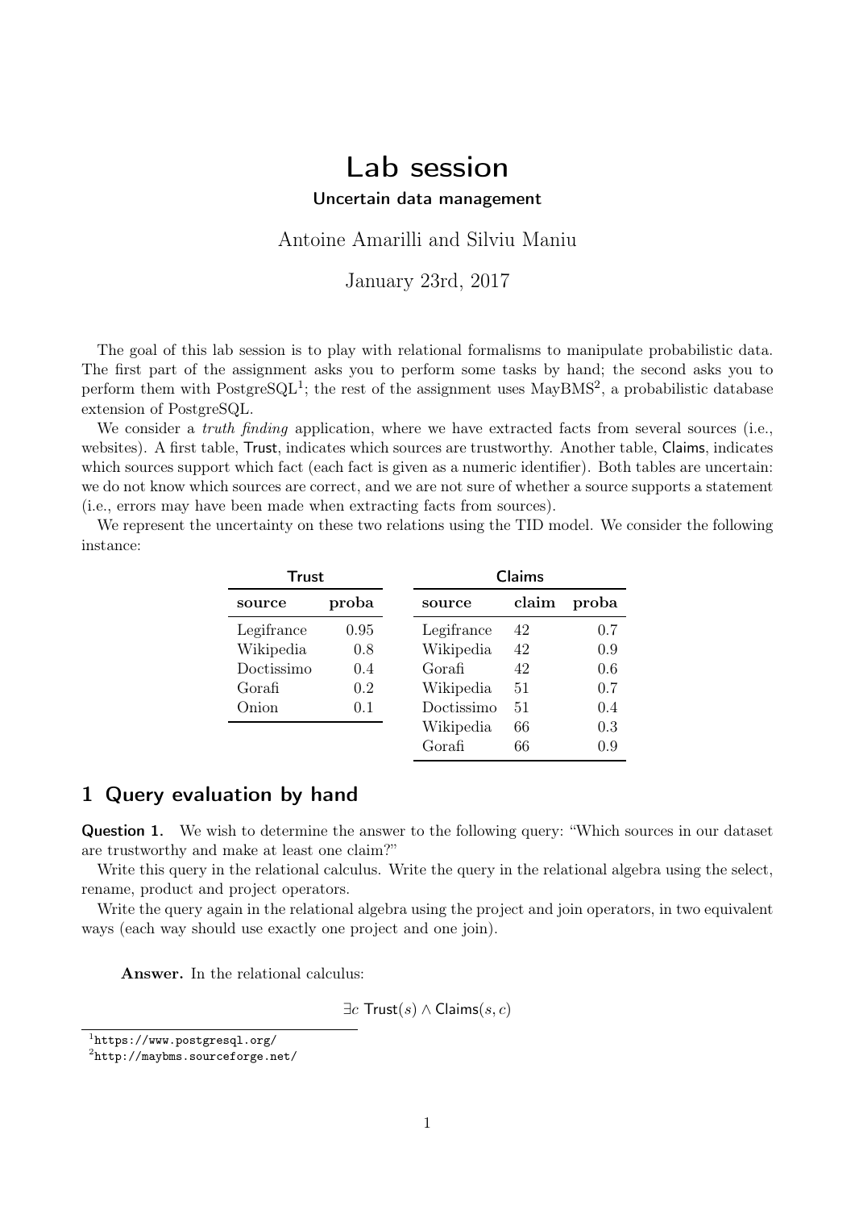# Lab session

### Uncertain data management

Antoine Amarilli and Silviu Maniu

January 23rd, 2017

The goal of this lab session is to play with relational formalisms to manipulate probabilistic data. The first part of the assignment asks you to perform some tasks by hand; the second asks you to perform them with PostgreSQL[1]; the rest of the assignment uses MayBMS[2], a probabilistic database extension of PostgreSQL.

We consider a *truth finding* application, where we have extracted facts from several sources (i.e., websites). A first table, Trust, indicates which sources are trustworthy. Another table, Claims, indicates which sources support which fact (each fact is given as a numeric identifier). Both tables are uncertain: we do not know which sources are correct, and we are not sure of whether a source supports a statement (i.e., errors may have been made when extracting facts from sources).

We represent the uncertainty on these two relations using the TID model. We consider the following instance:

**Trust**

| source | proba |
|---|---|
| Legifrance | 0.95 |
| Wikipedia | 0.8 |
| Doctissimo | 0.4 |
| Gorafi | 0.2 |
| Onion | 0.1 |

**Claims**

| source | claim | proba |
|---|---|---|
| Legifrance | 42 | 0.7 |
| Wikipedia | 42 | 0.9 |
| Gorafi | 42 | 0.6 |
| Wikipedia | 51 | 0.7 |
| Doctissimo | 51 | 0.4 |
| Wikipedia | 66 | 0.3 |
| Gorafi | 66 | 0.9 |

## 1 Query evaluation by hand

**Question 1.** We wish to determine the answer to the following query: "Which sources in our dataset are trustworthy and make at least one claim?"

Write this query in the relational calculus. Write the query in the relational algebra using the select, rename, product and project operators.

Write the query again in the relational algebra using the project and join operators, in two equivalent ways (each way should use exactly one project and one join).

**Answer.** In the relational calculus:

$$\exists c \ \mathsf{Trust}(s) \wedge \mathsf{Claims}(s, c)$$

[1] https://www.postgresql.org/

[2] http://maybms.sourceforge.net/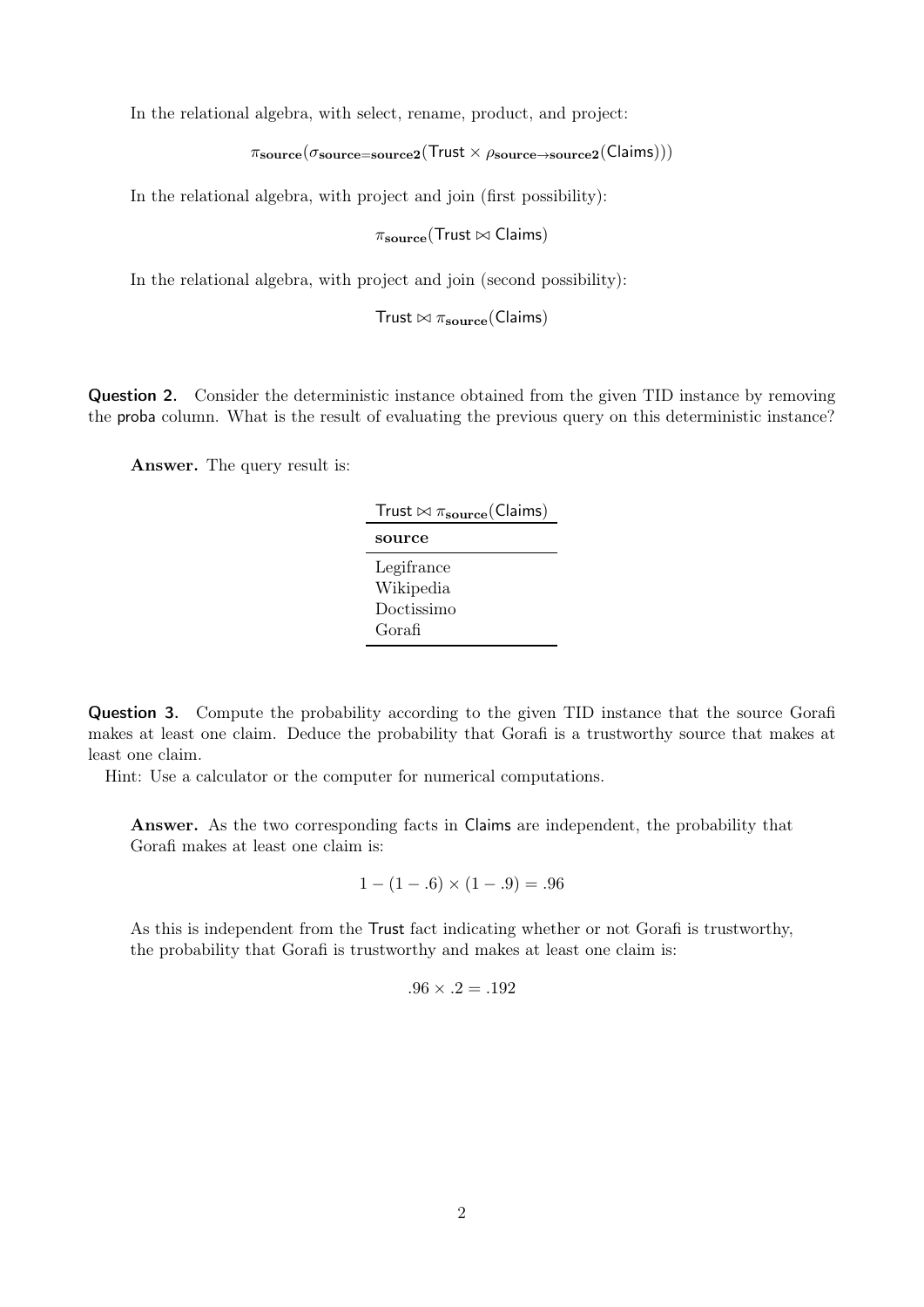In the relational algebra, with select, rename, product, and project:

$$\pi_{\mathbf{source}}(\sigma_{\mathbf{source}=\mathbf{source2}}(\mathsf{Trust} \times \rho_{\mathbf{source}\to\mathbf{source2}}(\mathsf{Claims})))$$

In the relational algebra, with project and join (first possibility):

$$\pi_{\mathbf{source}}(\mathsf{Trust} \bowtie \mathsf{Claims})$$

In the relational algebra, with project and join (second possibility):

$$\mathsf{Trust} \bowtie \pi_{\mathbf{source}}(\mathsf{Claims})$$

**Question 2.** Consider the deterministic instance obtained from the given TID instance by removing the proba column. What is the result of evaluating the previous query on this deterministic instance?

**Answer.** The query result is:

| $\mathsf{Trust} \bowtie \pi_{\mathbf{source}}(\mathsf{Claims})$ |
|---|
| **source** |
| Legifrance |
| Wikipedia |
| Doctissimo |
| Gorafi |

**Question 3.** Compute the probability according to the given TID instance that the source Gorafi makes at least one claim. Deduce the probability that Gorafi is a trustworthy source that makes at least one claim.

Hint: Use a calculator or the computer for numerical computations.

**Answer.** As the two corresponding facts in Claims are independent, the probability that Gorafi makes at least one claim is:

$$1 - (1 - .6) \times (1 - .9) = .96$$

As this is independent from the Trust fact indicating whether or not Gorafi is trustworthy, the probability that Gorafi is trustworthy and makes at least one claim is:

$$.96 \times .2 = .192$$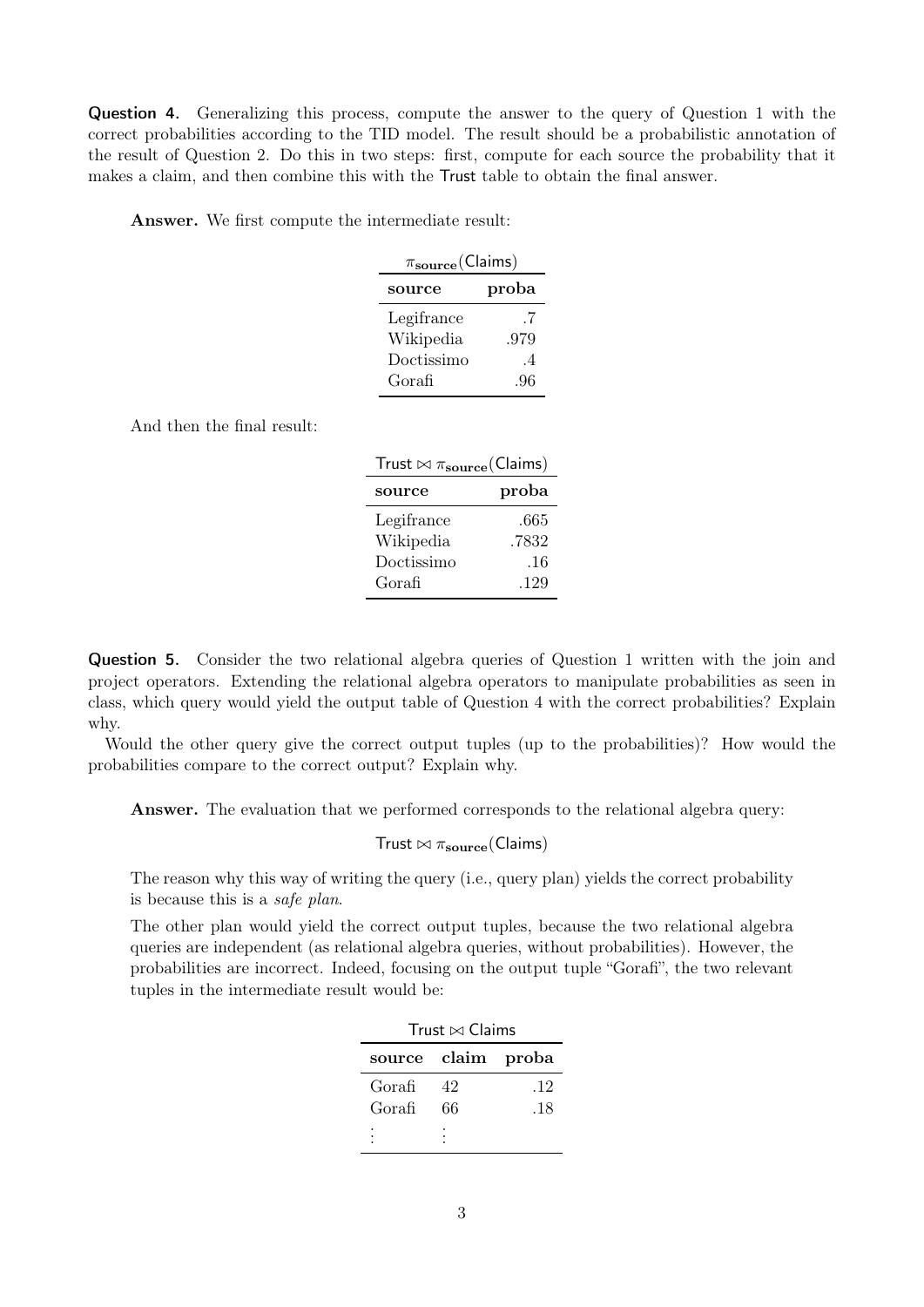**Question 4.** Generalizing this process, compute the answer to the query of Question 1 with the correct probabilities according to the TID model. The result should be a probabilistic annotation of the result of Question 2. Do this in two steps: first, compute for each source the probability that it makes a claim, and then combine this with the Trust table to obtain the final answer.

**Answer.** We first compute the intermediate result:

$\pi_{\textbf{source}}(\text{Claims})$

| source | proba |
|---|---|
| Legifrance | .7 |
| Wikipedia | .979 |
| Doctissimo | .4 |
| Gorafi | .96 |

And then the final result:

$\text{Trust} \bowtie \pi_{\textbf{source}}(\text{Claims})$

| source | proba |
|---|---|
| Legifrance | .665 |
| Wikipedia | .7832 |
| Doctissimo | .16 |
| Gorafi | .129 |

**Question 5.** Consider the two relational algebra queries of Question 1 written with the join and project operators. Extending the relational algebra operators to manipulate probabilities as seen in class, which query would yield the output table of Question 4 with the correct probabilities? Explain why.

Would the other query give the correct output tuples (up to the probabilities)? How would the probabilities compare to the correct output? Explain why.

**Answer.** The evaluation that we performed corresponds to the relational algebra query:

$$\text{Trust} \bowtie \pi_{\textbf{source}}(\text{Claims})$$

The reason why this way of writing the query (i.e., query plan) yields the correct probability is because this is a *safe plan*.

The other plan would yield the correct output tuples, because the two relational algebra queries are independent (as relational algebra queries, without probabilities). However, the probabilities are incorrect. Indeed, focusing on the output tuple "Gorafi", the two relevant tuples in the intermediate result would be:

$\text{Trust} \bowtie \text{Claims}$

| source | claim | proba |
|---|---|---|
| Gorafi | 42 | .12 |
| Gorafi | 66 | .18 |
| ⋮ | ⋮ | |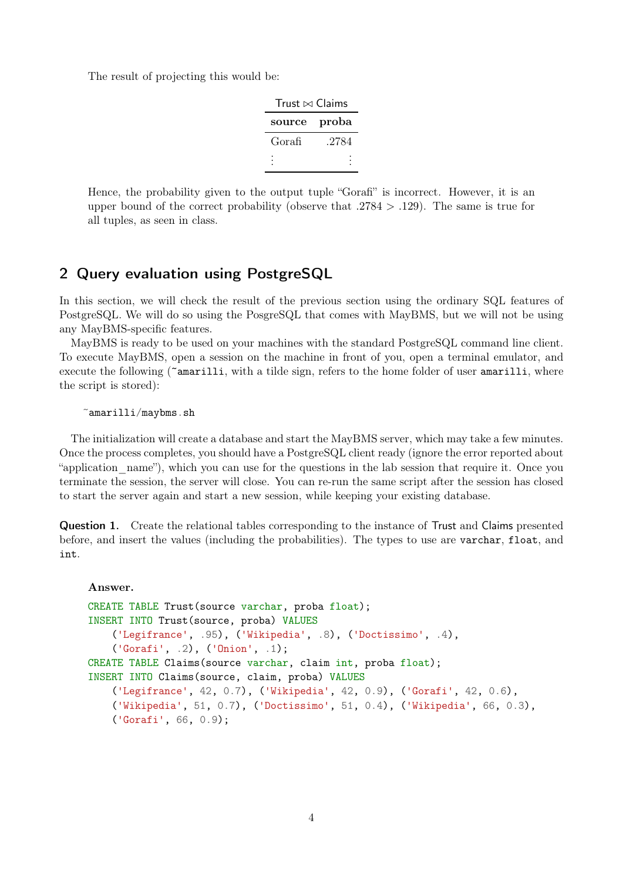The result of projecting this would be:

| Trust ⋈ Claims | |
|---|---|
| **source** | **proba** |
| Gorafi | .2784 |
| ⋮ | ⋮ |

Hence, the probability given to the output tuple "Gorafi" is incorrect. However, it is an upper bound of the correct probability (observe that $.2784 > .129$). The same is true for all tuples, as seen in class.

## 2 Query evaluation using PostgreSQL

In this section, we will check the result of the previous section using the ordinary SQL features of PostgreSQL. We will do so using the PosgreSQL that comes with MayBMS, but we will not be using any MayBMS-specific features.

MayBMS is ready to be used on your machines with the standard PostgreSQL command line client. To execute MayBMS, open a session on the machine in front of you, open a terminal emulator, and execute the following (`~amarilli`, with a tilde sign, refers to the home folder of user `amarilli`, where the script is stored):

```
~amarilli/maybms.sh
```

The initialization will create a database and start the MayBMS server, which may take a few minutes. Once the process completes, you should have a PostgreSQL client ready (ignore the error reported about "application_name"), which you can use for the questions in the lab session that require it. Once you terminate the session, the server will close. You can re-run the same script after the session has closed to start the server again and start a new session, while keeping your existing database.

**Question 1.** Create the relational tables corresponding to the instance of Trust and Claims presented before, and insert the values (including the probabilities). The types to use are `varchar`, `float`, and `int`.

**Answer.**

```sql
CREATE TABLE Trust(source varchar, proba float);
INSERT INTO Trust(source, proba) VALUES
    ('Legifrance', .95), ('Wikipedia', .8), ('Doctissimo', .4),
    ('Gorafi', .2), ('Onion', .1);
CREATE TABLE Claims(source varchar, claim int, proba float);
INSERT INTO Claims(source, claim, proba) VALUES
    ('Legifrance', 42, 0.7), ('Wikipedia', 42, 0.9), ('Gorafi', 42, 0.6),
    ('Wikipedia', 51, 0.7), ('Doctissimo', 51, 0.4), ('Wikipedia', 66, 0.3),
    ('Gorafi', 66, 0.9);
```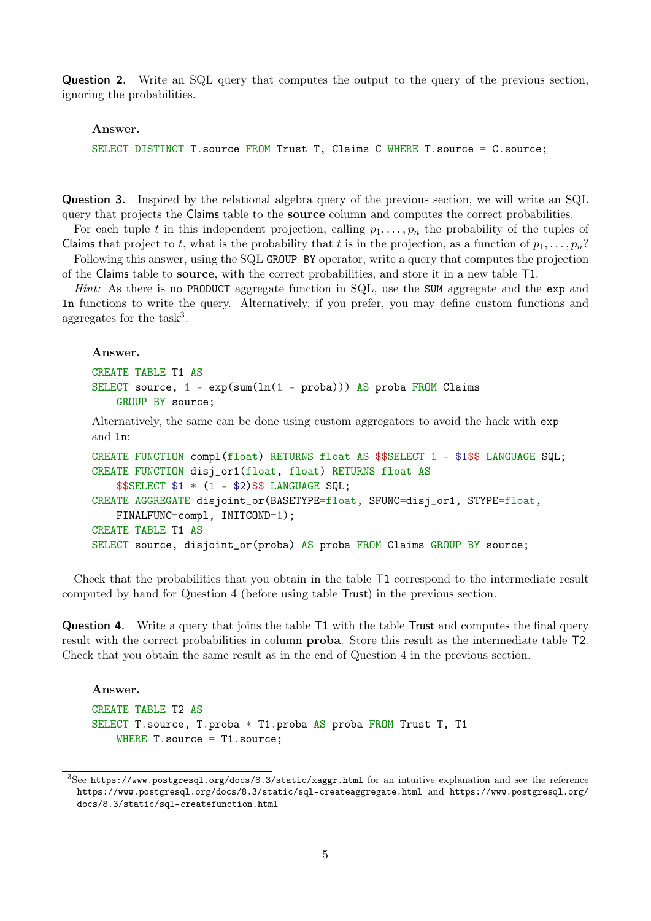**Question 2.** Write an SQL query that computes the output to the query of the previous section, ignoring the probabilities.

**Answer.**

```
SELECT DISTINCT T.source FROM Trust T, Claims C WHERE T.source = C.source;
```

**Question 3.** Inspired by the relational algebra query of the previous section, we will write an SQL query that projects the Claims table to the **source** column and computes the correct probabilities.

For each tuple $t$ in this independent projection, calling $p_1, \ldots, p_n$ the probability of the tuples of Claims that project to $t$, what is the probability that $t$ is in the projection, as a function of $p_1, \ldots, p_n$?

Following this answer, using the SQL `GROUP BY` operator, write a query that computes the projection of the Claims table to **source**, with the correct probabilities, and store it in a new table T1.

*Hint:* As there is no `PRODUCT` aggregate function in SQL, use the `SUM` aggregate and the `exp` and `ln` functions to write the query. Alternatively, if you prefer, you may define custom functions and aggregates for the task[3].

**Answer.**

```
CREATE TABLE T1 AS
SELECT source, 1 - exp(sum(ln(1 - proba))) AS proba FROM Claims
    GROUP BY source;
```

Alternatively, the same can be done using custom aggregators to avoid the hack with `exp` and `ln`:

```
CREATE FUNCTION compl(float) RETURNS float AS $$SELECT 1 - $1$$ LANGUAGE SQL;
CREATE FUNCTION disj_or1(float, float) RETURNS float AS
    $$SELECT $1 * (1 - $2)$$ LANGUAGE SQL;
CREATE AGGREGATE disjoint_or(BASETYPE=float, SFUNC=disj_or1, STYPE=float,
    FINALFUNC=compl, INITCOND=1);
CREATE TABLE T1 AS
SELECT source, disjoint_or(proba) AS proba FROM Claims GROUP BY source;
```

Check that the probabilities that you obtain in the table T1 correspond to the intermediate result computed by hand for Question 4 (before using table Trust) in the previous section.

**Question 4.** Write a query that joins the table T1 with the table Trust and computes the final query result with the correct probabilities in column **proba**. Store this result as the intermediate table T2. Check that you obtain the same result as in the end of Question 4 in the previous section.

**Answer.**

```
CREATE TABLE T2 AS
SELECT T.source, T.proba * T1.proba AS proba FROM Trust T, T1
    WHERE T.source = T1.source;
```

---

[3] See https://www.postgresql.org/docs/8.3/static/xaggr.html for an intuitive explanation and see the reference https://www.postgresql.org/docs/8.3/static/sql-createaggregate.html and https://www.postgresql.org/docs/8.3/static/sql-createfunction.html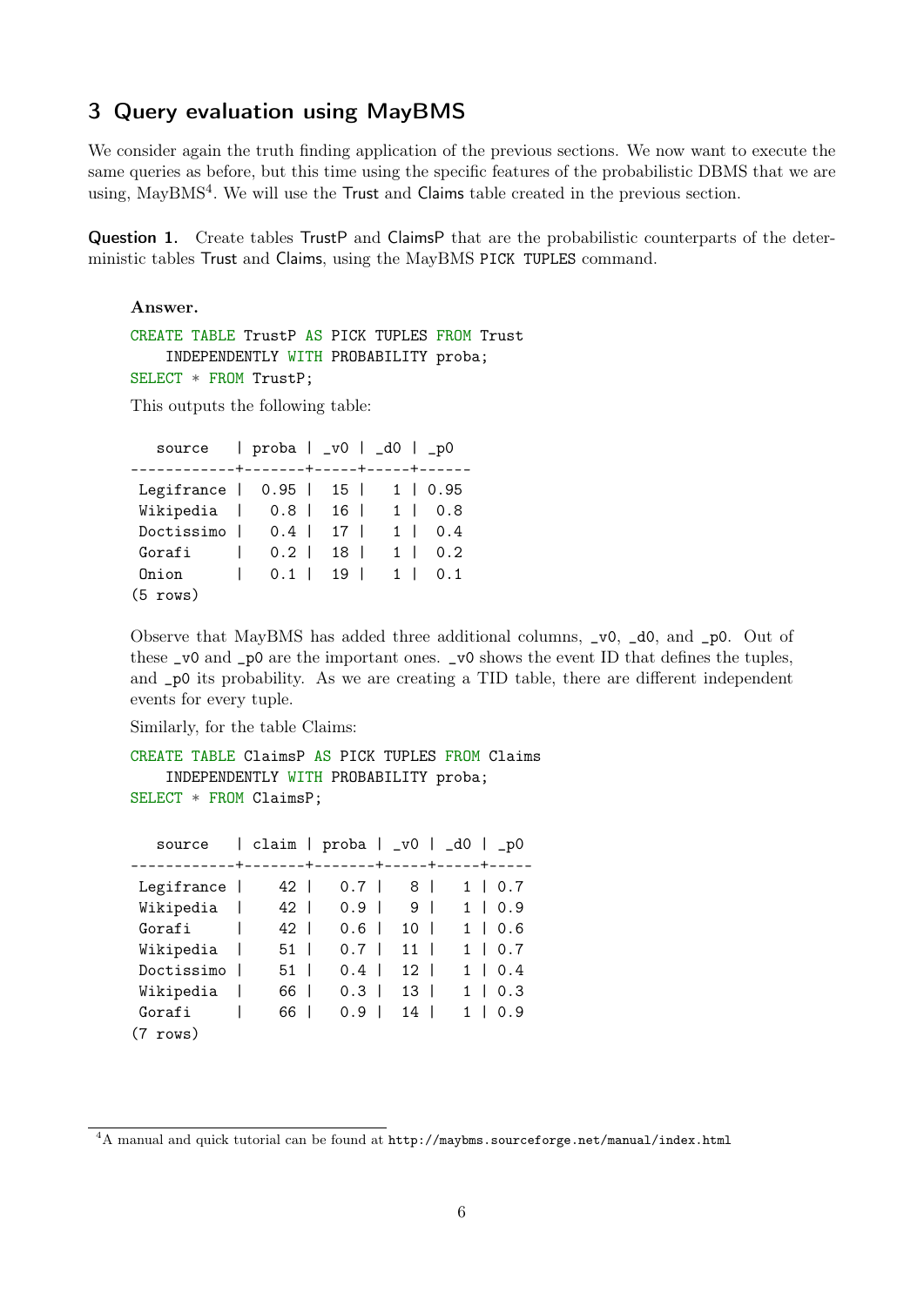## 3 Query evaluation using MayBMS

We consider again the truth finding application of the previous sections. We now want to execute the same queries as before, but this time using the specific features of the probabilistic DBMS that we are using, MayBMS[4]. We will use the Trust and Claims table created in the previous section.

**Question 1.** Create tables TrustP and ClaimsP that are the probabilistic counterparts of the deterministic tables Trust and Claims, using the MayBMS `PICK TUPLES` command.

**Answer.**

```
CREATE TABLE TrustP AS PICK TUPLES FROM Trust
    INDEPENDENTLY WITH PROBABILITY proba;
SELECT * FROM TrustP;
```

This outputs the following table:

```
   source   | proba | _v0 | _d0 | _p0
------------+-------+-----+-----+------
 Legifrance |  0.95 |  15 |   1 | 0.95
 Wikipedia  |   0.8 |  16 |   1 |  0.8
 Doctissimo |   0.4 |  17 |   1 |  0.4
 Gorafi     |   0.2 |  18 |   1 |  0.2
 Onion      |   0.1 |  19 |   1 |  0.1
(5 rows)
```

Observe that MayBMS has added three additional columns, `_v0`, `_d0`, and `_p0`. Out of these `_v0` and `_p0` are the important ones. `_v0` shows the event ID that defines the tuples, and `_p0` its probability. As we are creating a TID table, there are different independent events for every tuple.

Similarly, for the table Claims:

```
CREATE TABLE ClaimsP AS PICK TUPLES FROM Claims
    INDEPENDENTLY WITH PROBABILITY proba;
SELECT * FROM ClaimsP;
```

```
   source   | claim | proba | _v0 | _d0 | _p0
------------+-------+-------+-----+-----+-----
 Legifrance |    42 |   0.7 |   8 |   1 | 0.7
 Wikipedia  |    42 |   0.9 |   9 |   1 | 0.9
 Gorafi     |    42 |   0.6 |  10 |   1 | 0.6
 Wikipedia  |    51 |   0.7 |  11 |   1 | 0.7
 Doctissimo |    51 |   0.4 |  12 |   1 | 0.4
 Wikipedia  |    66 |   0.3 |  13 |   1 | 0.3
 Gorafi     |    66 |   0.9 |  14 |   1 | 0.9
(7 rows)
```

[4] A manual and quick tutorial can be found at `http://maybms.sourceforge.net/manual/index.html`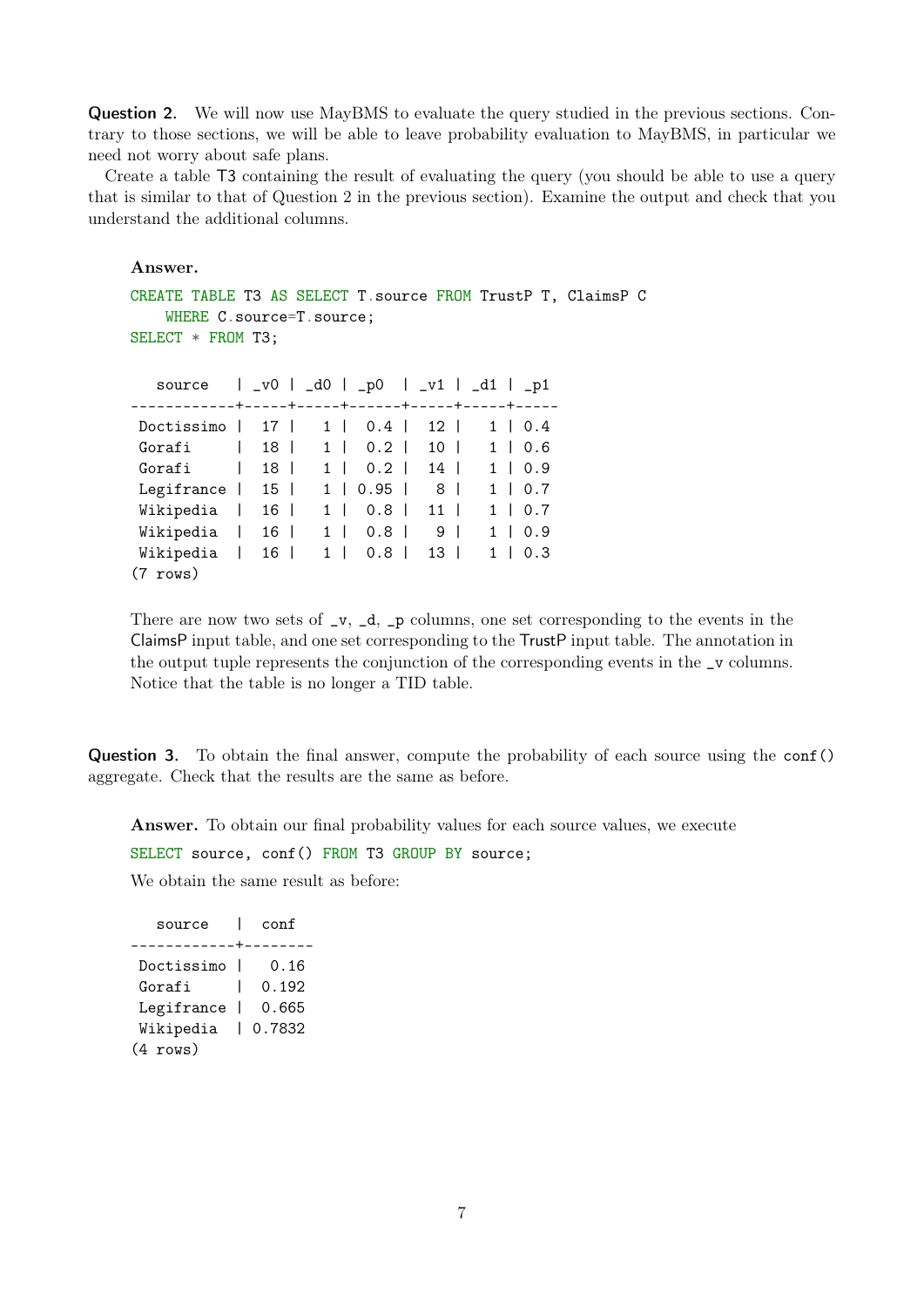**Question 2.** We will now use MayBMS to evaluate the query studied in the previous sections. Contrary to those sections, we will be able to leave probability evaluation to MayBMS, in particular we need not worry about safe plans.

Create a table T3 containing the result of evaluating the query (you should be able to use a query that is similar to that of Question 2 in the previous section). Examine the output and check that you understand the additional columns.

**Answer.**

```
CREATE TABLE T3 AS SELECT T.source FROM TrustP T, ClaimsP C
    WHERE C.source=T.source;
SELECT * FROM T3;
```

```
   source   | _v0 | _d0 | _p0  | _v1 | _d1 | _p1
------------+-----+-----+------+-----+-----+-----
 Doctissimo |  17 |   1 |  0.4 |  12 |   1 | 0.4
 Gorafi     |  18 |   1 |  0.2 |  10 |   1 | 0.6
 Gorafi     |  18 |   1 |  0.2 |  14 |   1 | 0.9
 Legifrance |  15 |   1 | 0.95 |   8 |   1 | 0.7
 Wikipedia  |  16 |   1 |  0.8 |  11 |   1 | 0.7
 Wikipedia  |  16 |   1 |  0.8 |   9 |   1 | 0.9
 Wikipedia  |  16 |   1 |  0.8 |  13 |   1 | 0.3
(7 rows)
```

There are now two sets of _v, _d, _p columns, one set corresponding to the events in the ClaimsP input table, and one set corresponding to the TrustP input table. The annotation in the output tuple represents the conjunction of the corresponding events in the _v columns. Notice that the table is no longer a TID table.

**Question 3.** To obtain the final answer, compute the probability of each source using the `conf()` aggregate. Check that the results are the same as before.

**Answer.** To obtain our final probability values for each source values, we execute

```
SELECT source, conf() FROM T3 GROUP BY source;
```

We obtain the same result as before:

```
   source   |  conf
------------+--------
 Doctissimo |   0.16
 Gorafi     |  0.192
 Legifrance |  0.665
 Wikipedia  | 0.7832
(4 rows)
```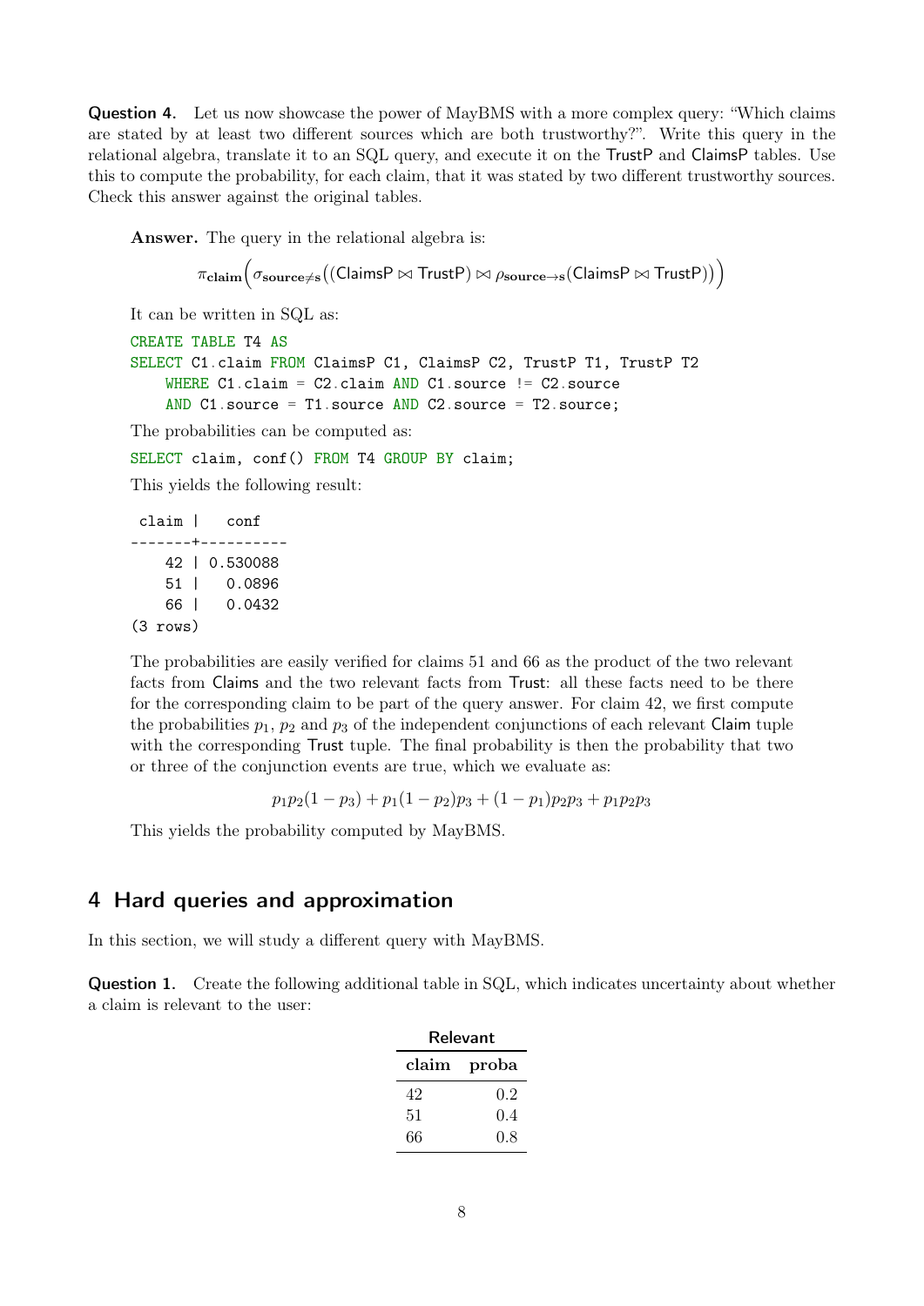**Question 4.** Let us now showcase the power of MayBMS with a more complex query: "Which claims are stated by at least two different sources which are both trustworthy?". Write this query in the relational algebra, translate it to an SQL query, and execute it on the TrustP and ClaimsP tables. Use this to compute the probability, for each claim, that it was stated by two different trustworthy sources. Check this answer against the original tables.

**Answer.** The query in the relational algebra is:

$$\pi_{\mathbf{claim}}\Big(\sigma_{\mathbf{source}\neq\mathbf{s}}\big((\mathsf{ClaimsP} \bowtie \mathsf{TrustP}) \bowtie \rho_{\mathbf{source}\to\mathbf{s}}(\mathsf{ClaimsP} \bowtie \mathsf{TrustP})\big)\Big)$$

It can be written in SQL as:

```
CREATE TABLE T4 AS
SELECT C1.claim FROM ClaimsP C1, ClaimsP C2, TrustP T1, TrustP T2
    WHERE C1.claim = C2.claim AND C1.source != C2.source
    AND C1.source = T1.source AND C2.source = T2.source;
```

The probabilities can be computed as:

```
SELECT claim, conf() FROM T4 GROUP BY claim;
```

This yields the following result:

```
 claim |   conf
-------+----------
    42 | 0.530088
    51 |   0.0896
    66 |   0.0432
(3 rows)
```

The probabilities are easily verified for claims 51 and 66 as the product of the two relevant facts from Claims and the two relevant facts from Trust: all these facts need to be there for the corresponding claim to be part of the query answer. For claim 42, we first compute the probabilities $p_1$, $p_2$ and $p_3$ of the independent conjunctions of each relevant Claim tuple with the corresponding Trust tuple. The final probability is then the probability that two or three of the conjunction events are true, which we evaluate as:

$$p_1p_2(1-p_3) + p_1(1-p_2)p_3 + (1-p_1)p_2p_3 + p_1p_2p_3$$

This yields the probability computed by MayBMS.

## 4 Hard queries and approximation

In this section, we will study a different query with MayBMS.

**Question 1.** Create the following additional table in SQL, which indicates uncertainty about whether a claim is relevant to the user:

**Relevant**

| claim | proba |
|---|---|
| 42 | 0.2 |
| 51 | 0.4 |
| 66 | 0.8 |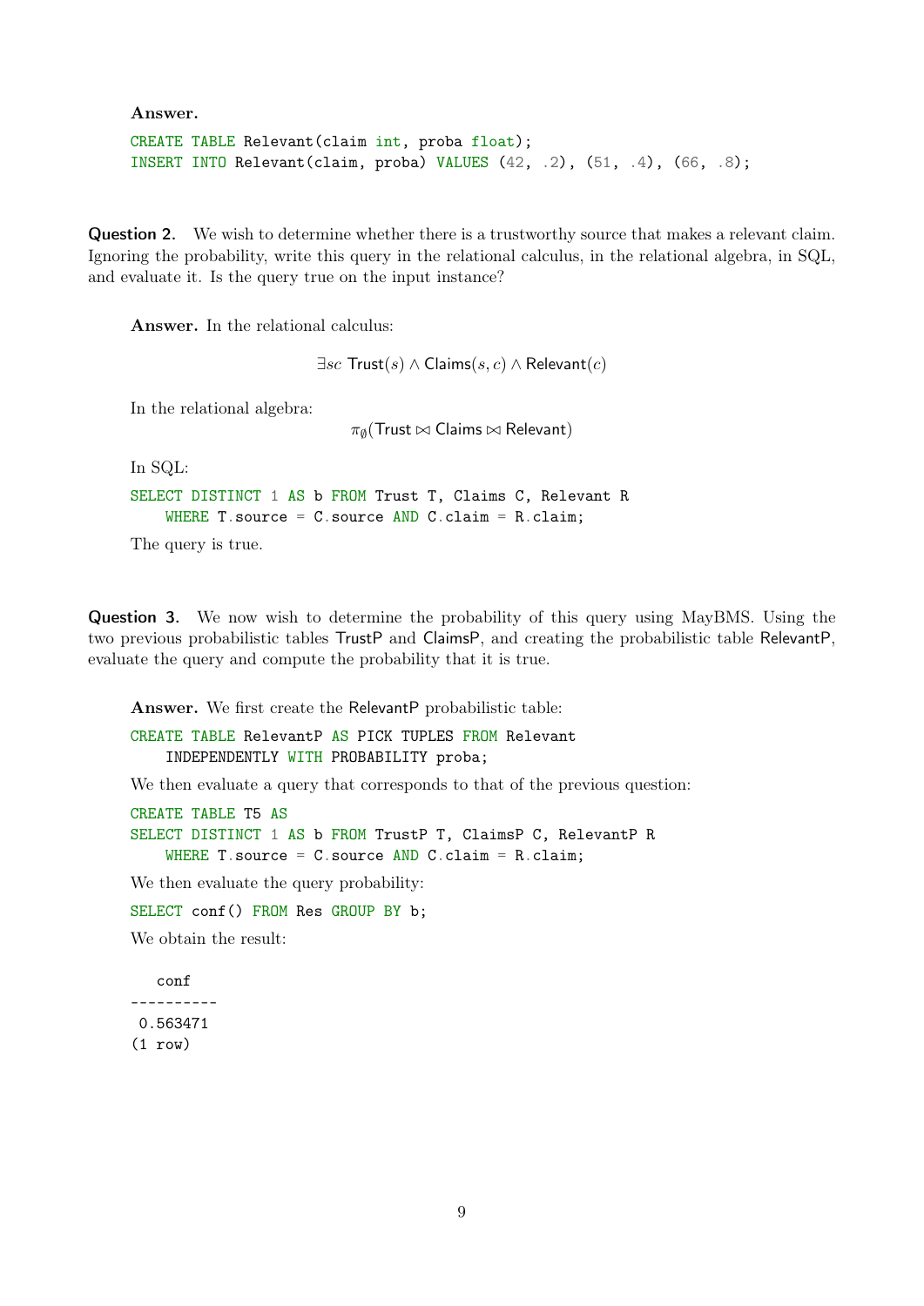**Answer.**

```
CREATE TABLE Relevant(claim int, proba float);
INSERT INTO Relevant(claim, proba) VALUES (42, .2), (51, .4), (66, .8);
```

**Question 2.** We wish to determine whether there is a trustworthy source that makes a relevant claim. Ignoring the probability, write this query in the relational calculus, in the relational algebra, in SQL, and evaluate it. Is the query true on the input instance?

**Answer.** In the relational calculus:

$$\exists sc\ \mathsf{Trust}(s) \wedge \mathsf{Claims}(s, c) \wedge \mathsf{Relevant}(c)$$

In the relational algebra:

$$\pi_{\emptyset}(\mathsf{Trust} \bowtie \mathsf{Claims} \bowtie \mathsf{Relevant})$$

In SQL:

```
SELECT DISTINCT 1 AS b FROM Trust T, Claims C, Relevant R
    WHERE T.source = C.source AND C.claim = R.claim;
```

The query is true.

**Question 3.** We now wish to determine the probability of this query using MayBMS. Using the two previous probabilistic tables TrustP and ClaimsP, and creating the probabilistic table RelevantP, evaluate the query and compute the probability that it is true.

**Answer.** We first create the RelevantP probabilistic table:

```
CREATE TABLE RelevantP AS PICK TUPLES FROM Relevant
    INDEPENDENTLY WITH PROBABILITY proba;
```

We then evaluate a query that corresponds to that of the previous question:

```
CREATE TABLE T5 AS
SELECT DISTINCT 1 AS b FROM TrustP T, ClaimsP C, RelevantP R
    WHERE T.source = C.source AND C.claim = R.claim;
```

We then evaluate the query probability:

```
SELECT conf() FROM Res GROUP BY b;
```

We obtain the result:

```
   conf
----------
 0.563471
(1 row)
```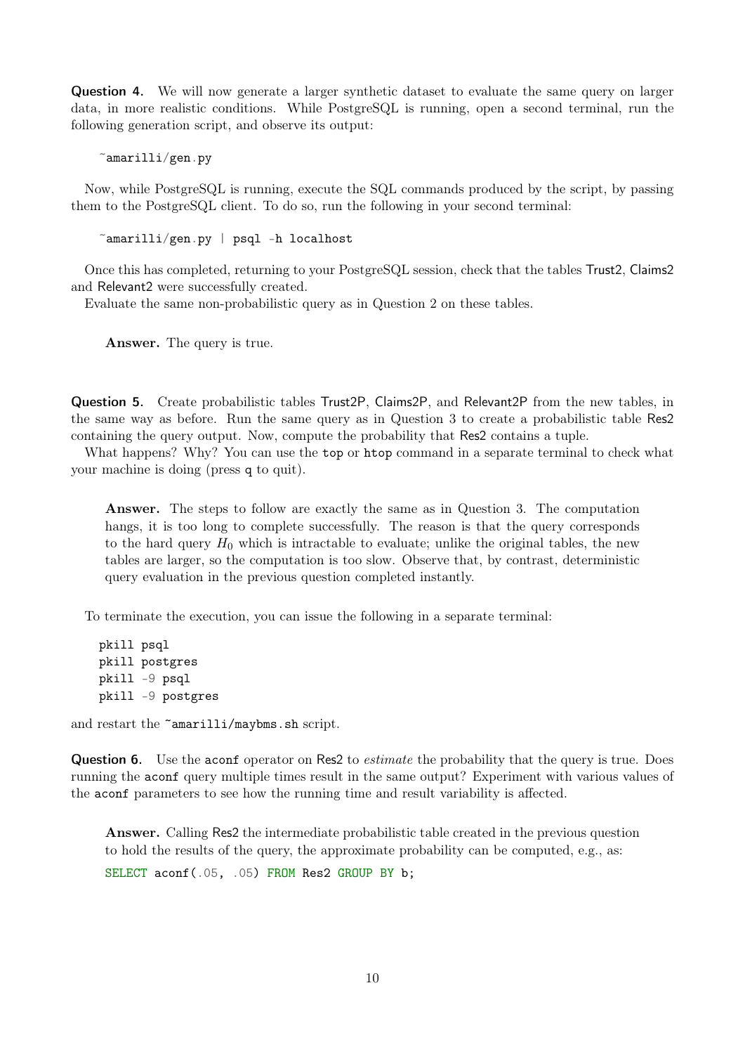**Question 4.** We will now generate a larger synthetic dataset to evaluate the same query on larger data, in more realistic conditions. While PostgreSQL is running, open a second terminal, run the following generation script, and observe its output:

```
~amarilli/gen.py
```

Now, while PostgreSQL is running, execute the SQL commands produced by the script, by passing them to the PostgreSQL client. To do so, run the following in your second terminal:

```
~amarilli/gen.py | psql -h localhost
```

Once this has completed, returning to your PostgreSQL session, check that the tables Trust2, Claims2 and Relevant2 were successfully created.

Evaluate the same non-probabilistic query as in Question 2 on these tables.

> **Answer.** The query is true.

**Question 5.** Create probabilistic tables Trust2P, Claims2P, and Relevant2P from the new tables, in the same way as before. Run the same query as in Question 3 to create a probabilistic table Res2 containing the query output. Now, compute the probability that Res2 contains a tuple.

What happens? Why? You can use the `top` or `htop` command in a separate terminal to check what your machine is doing (press `q` to quit).

> **Answer.** The steps to follow are exactly the same as in Question 3. The computation hangs, it is too long to complete successfully. The reason is that the query corresponds to the hard query $H_0$ which is intractable to evaluate; unlike the original tables, the new tables are larger, so the computation is too slow. Observe that, by contrast, deterministic query evaluation in the previous question completed instantly.

To terminate the execution, you can issue the following in a separate terminal:

```
pkill psql
pkill postgres
pkill -9 psql
pkill -9 postgres
```

and restart the `~amarilli/maybms.sh` script.

**Question 6.** Use the `aconf` operator on Res2 to *estimate* the probability that the query is true. Does running the `aconf` query multiple times result in the same output? Experiment with various values of the `aconf` parameters to see how the running time and result variability is affected.

> **Answer.** Calling Res2 the intermediate probabilistic table created in the previous question to hold the results of the query, the approximate probability can be computed, e.g., as:
>
> ```
> SELECT aconf(.05, .05) FROM Res2 GROUP BY b;
> ```